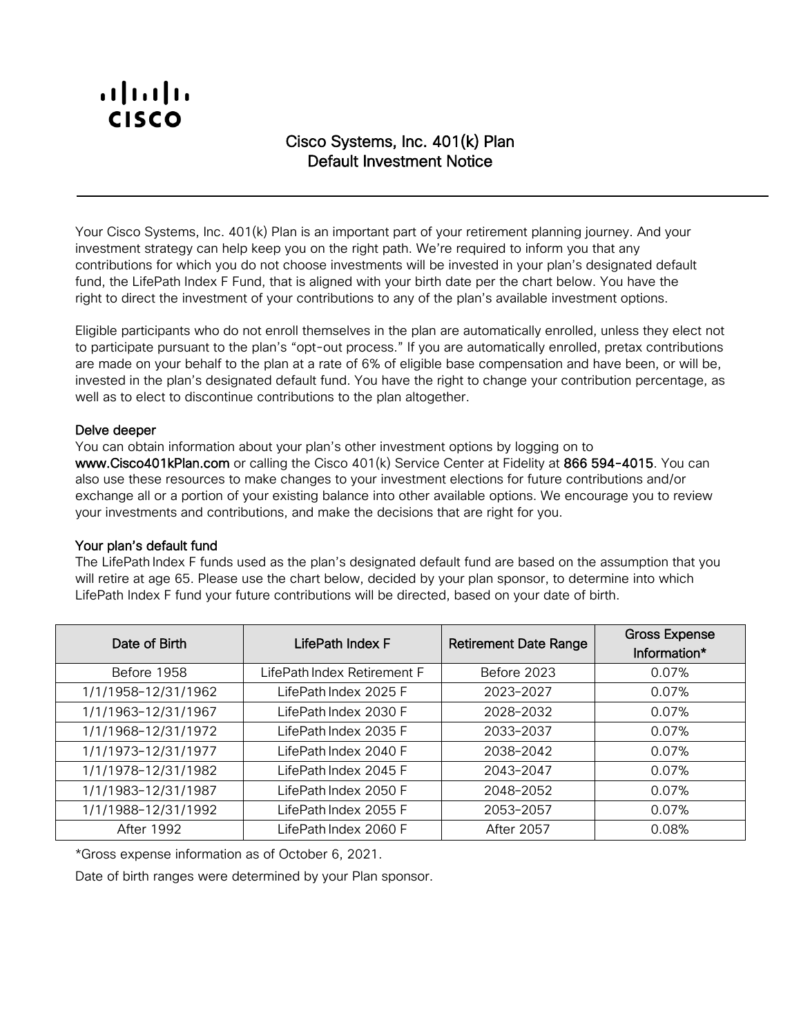# Cisco Systems, Inc. 401(k) Plan
## Default Investment Notice

Your Cisco Systems, Inc. 401(k) Plan is an important part of your retirement planning journey. And your investment strategy can help keep you on the right path. We're required to inform you that any contributions for which you do not choose investments will be invested in your plan's designated default fund, the LifePath Index F Fund, that is aligned with your birth date per the chart below. You have the right to direct the investment of your contributions to any of the plan's available investment options.

Eligible participants who do not enroll themselves in the plan are automatically enrolled, unless they elect not to participate pursuant to the plan's "opt-out process." If you are automatically enrolled, pretax contributions are made on your behalf to the plan at a rate of 6% of eligible base compensation and have been, or will be, invested in the plan's designated default fund. You have the right to change your contribution percentage, as well as to elect to discontinue contributions to the plan altogether.

### Delve deeper

You can obtain information about your plan's other investment options by logging on to **www.Cisco401kPlan.com** or calling the Cisco 401(k) Service Center at Fidelity at **866 594-4015**. You can also use these resources to make changes to your investment elections for future contributions and/or exchange all or a portion of your existing balance into other available options. We encourage you to review your investments and contributions, and make the decisions that are right for you.

### Your plan's default fund

The LifePath Index F funds used as the plan's designated default fund are based on the assumption that you will retire at age 65. Please use the chart below, decided by your plan sponsor, to determine into which LifePath Index F fund your future contributions will be directed, based on your date of birth.

| Date of Birth | LifePath Index F | Retirement Date Range | Gross Expense Information* |
|---|---|---|---|
| Before 1958 | LifePath Index Retirement F | Before 2023 | 0.07% |
| 1/1/1958–12/31/1962 | LifePath Index 2025 F | 2023–2027 | 0.07% |
| 1/1/1963–12/31/1967 | LifePath Index 2030 F | 2028–2032 | 0.07% |
| 1/1/1968–12/31/1972 | LifePath Index 2035 F | 2033–2037 | 0.07% |
| 1/1/1973–12/31/1977 | LifePath Index 2040 F | 2038–2042 | 0.07% |
| 1/1/1978–12/31/1982 | LifePath Index 2045 F | 2043–2047 | 0.07% |
| 1/1/1983–12/31/1987 | LifePath Index 2050 F | 2048–2052 | 0.07% |
| 1/1/1988–12/31/1992 | LifePath Index 2055 F | 2053–2057 | 0.07% |
| After 1992 | LifePath Index 2060 F | After 2057 | 0.08% |

*Gross expense information as of October 6, 2021.

Date of birth ranges were determined by your Plan sponsor.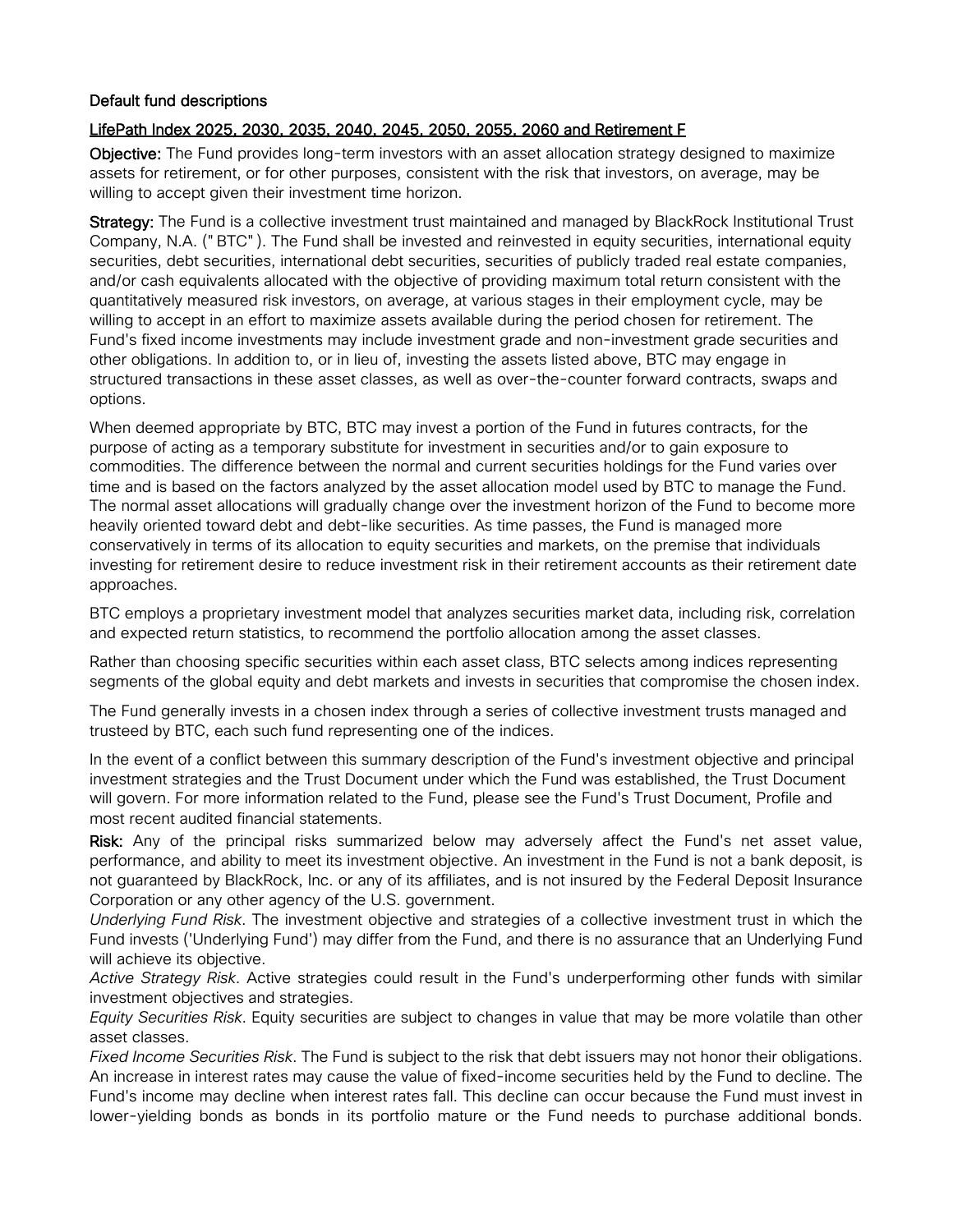**Default fund descriptions**

<u>LifePath Index 2025, 2030, 2035, 2040, 2045, 2050, 2055, 2060 and Retirement F</u>

**Objective:** The Fund provides long-term investors with an asset allocation strategy designed to maximize assets for retirement, or for other purposes, consistent with the risk that investors, on average, may be willing to accept given their investment time horizon.

**Strategy:** The Fund is a collective investment trust maintained and managed by BlackRock Institutional Trust Company, N.A. ("BTC"). The Fund shall be invested and reinvested in equity securities, international equity securities, debt securities, international debt securities, securities of publicly traded real estate companies, and/or cash equivalents allocated with the objective of providing maximum total return consistent with the quantitatively measured risk investors, on average, at various stages in their employment cycle, may be willing to accept in an effort to maximize assets available during the period chosen for retirement. The Fund's fixed income investments may include investment grade and non-investment grade securities and other obligations. In addition to, or in lieu of, investing the assets listed above, BTC may engage in structured transactions in these asset classes, as well as over-the-counter forward contracts, swaps and options.

When deemed appropriate by BTC, BTC may invest a portion of the Fund in futures contracts, for the purpose of acting as a temporary substitute for investment in securities and/or to gain exposure to commodities. The difference between the normal and current securities holdings for the Fund varies over time and is based on the factors analyzed by the asset allocation model used by BTC to manage the Fund. The normal asset allocations will gradually change over the investment horizon of the Fund to become more heavily oriented toward debt and debt-like securities. As time passes, the Fund is managed more conservatively in terms of its allocation to equity securities and markets, on the premise that individuals investing for retirement desire to reduce investment risk in their retirement accounts as their retirement date approaches.

BTC employs a proprietary investment model that analyzes securities market data, including risk, correlation and expected return statistics, to recommend the portfolio allocation among the asset classes.

Rather than choosing specific securities within each asset class, BTC selects among indices representing segments of the global equity and debt markets and invests in securities that compromise the chosen index.

The Fund generally invests in a chosen index through a series of collective investment trusts managed and trusteed by BTC, each such fund representing one of the indices.

In the event of a conflict between this summary description of the Fund's investment objective and principal investment strategies and the Trust Document under which the Fund was established, the Trust Document will govern. For more information related to the Fund, please see the Fund's Trust Document, Profile and most recent audited financial statements.

**Risk:** Any of the principal risks summarized below may adversely affect the Fund's net asset value, performance, and ability to meet its investment objective. An investment in the Fund is not a bank deposit, is not guaranteed by BlackRock, Inc. or any of its affiliates, and is not insured by the Federal Deposit Insurance Corporation or any other agency of the U.S. government.

*Underlying Fund Risk*. The investment objective and strategies of a collective investment trust in which the Fund invests ('Underlying Fund') may differ from the Fund, and there is no assurance that an Underlying Fund will achieve its objective.

*Active Strategy Risk*. Active strategies could result in the Fund's underperforming other funds with similar investment objectives and strategies.

*Equity Securities Risk*. Equity securities are subject to changes in value that may be more volatile than other asset classes.

*Fixed Income Securities Risk*. The Fund is subject to the risk that debt issuers may not honor their obligations. An increase in interest rates may cause the value of fixed-income securities held by the Fund to decline. The Fund's income may decline when interest rates fall. This decline can occur because the Fund must invest in lower-yielding bonds as bonds in its portfolio mature or the Fund needs to purchase additional bonds.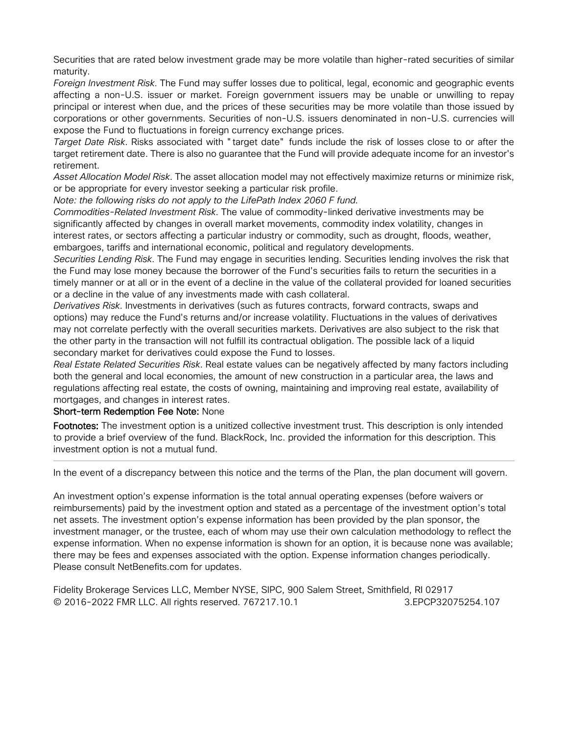Securities that are rated below investment grade may be more volatile than higher-rated securities of similar maturity.

*Foreign Investment Risk*. The Fund may suffer losses due to political, legal, economic and geographic events affecting a non-U.S. issuer or market. Foreign government issuers may be unable or unwilling to repay principal or interest when due, and the prices of these securities may be more volatile than those issued by corporations or other governments. Securities of non-U.S. issuers denominated in non-U.S. currencies will expose the Fund to fluctuations in foreign currency exchange prices.

*Target Date Risk*. Risks associated with "target date" funds include the risk of losses close to or after the target retirement date. There is also no guarantee that the Fund will provide adequate income for an investor's retirement.

*Asset Allocation Model Risk*. The asset allocation model may not effectively maximize returns or minimize risk, or be appropriate for every investor seeking a particular risk profile.

*Note: the following risks do not apply to the LifePath Index 2060 F fund.*

*Commodities-Related Investment Risk*. The value of commodity-linked derivative investments may be significantly affected by changes in overall market movements, commodity index volatility, changes in interest rates, or sectors affecting a particular industry or commodity, such as drought, floods, weather, embargoes, tariffs and international economic, political and regulatory developments.

*Securities Lending Risk*. The Fund may engage in securities lending. Securities lending involves the risk that the Fund may lose money because the borrower of the Fund's securities fails to return the securities in a timely manner or at all or in the event of a decline in the value of the collateral provided for loaned securities or a decline in the value of any investments made with cash collateral.

*Derivatives Risk*. Investments in derivatives (such as futures contracts, forward contracts, swaps and options) may reduce the Fund's returns and/or increase volatility. Fluctuations in the values of derivatives may not correlate perfectly with the overall securities markets. Derivatives are also subject to the risk that the other party in the transaction will not fulfill its contractual obligation. The possible lack of a liquid secondary market for derivatives could expose the Fund to losses.

*Real Estate Related Securities Risk*. Real estate values can be negatively affected by many factors including both the general and local economies, the amount of new construction in a particular area, the laws and regulations affecting real estate, the costs of owning, maintaining and improving real estate, availability of mortgages, and changes in interest rates.

**Short-term Redemption Fee Note:** None

**Footnotes:** The investment option is a unitized collective investment trust. This description is only intended to provide a brief overview of the fund. BlackRock, Inc. provided the information for this description. This investment option is not a mutual fund.

---

In the event of a discrepancy between this notice and the terms of the Plan, the plan document will govern.

An investment option's expense information is the total annual operating expenses (before waivers or reimbursements) paid by the investment option and stated as a percentage of the investment option's total net assets. The investment option's expense information has been provided by the plan sponsor, the investment manager, or the trustee, each of whom may use their own calculation methodology to reflect the expense information. When no expense information is shown for an option, it is because none was available; there may be fees and expenses associated with the option. Expense information changes periodically. Please consult NetBenefits.com for updates.

Fidelity Brokerage Services LLC, Member NYSE, SIPC, 900 Salem Street, Smithfield, RI 02917
© 2016-2022 FMR LLC. All rights reserved. 767217.10.1 3.EPCP32075254.107